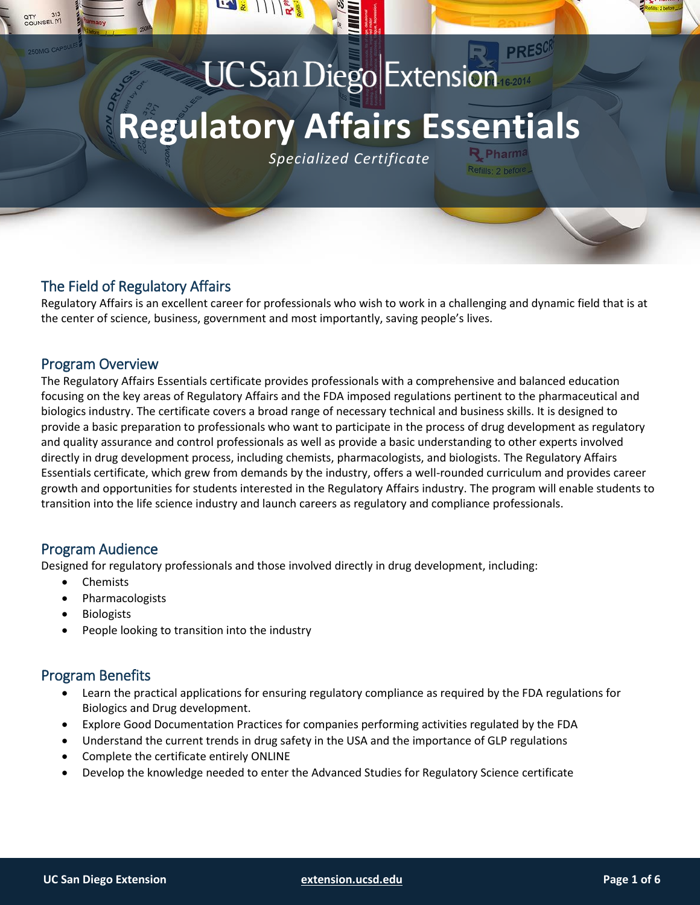UC San Diego Extension

# Regulatory Affairs Essentials

*Specialized Certificate*

## The Field of Regulatory Affairs

Regulatory Affairs is an excellent career for professionals who wish to work in a challenging and dynamic field that is at the center of science, business, government and most importantly, saving people's lives.

## Program Overview

The Regulatory Affairs Essentials certificate provides professionals with a comprehensive and balanced education focusing on the key areas of Regulatory Affairs and the FDA imposed regulations pertinent to the pharmaceutical and biologics industry. The certificate covers a broad range of necessary technical and business skills. It is designed to provide a basic preparation to professionals who want to participate in the process of drug development as regulatory and quality assurance and control professionals as well as provide a basic understanding to other experts involved directly in drug development process, including chemists, pharmacologists, and biologists. The Regulatory Affairs Essentials certificate, which grew from demands by the industry, offers a well-rounded curriculum and provides career growth and opportunities for students interested in the Regulatory Affairs industry. The program will enable students to transition into the life science industry and launch careers as regulatory and compliance professionals.

## Program Audience

Designed for regulatory professionals and those involved directly in drug development, including:

- Chemists
- Pharmacologists
- Biologists
- People looking to transition into the industry

## Program Benefits

- Learn the practical applications for ensuring regulatory compliance as required by the FDA regulations for Biologics and Drug development.
- Explore Good Documentation Practices for companies performing activities regulated by the FDA
- Understand the current trends in drug safety in the USA and the importance of GLP regulations
- Complete the certificate entirely ONLINE
- Develop the knowledge needed to enter the Advanced Studies for Regulatory Science certificate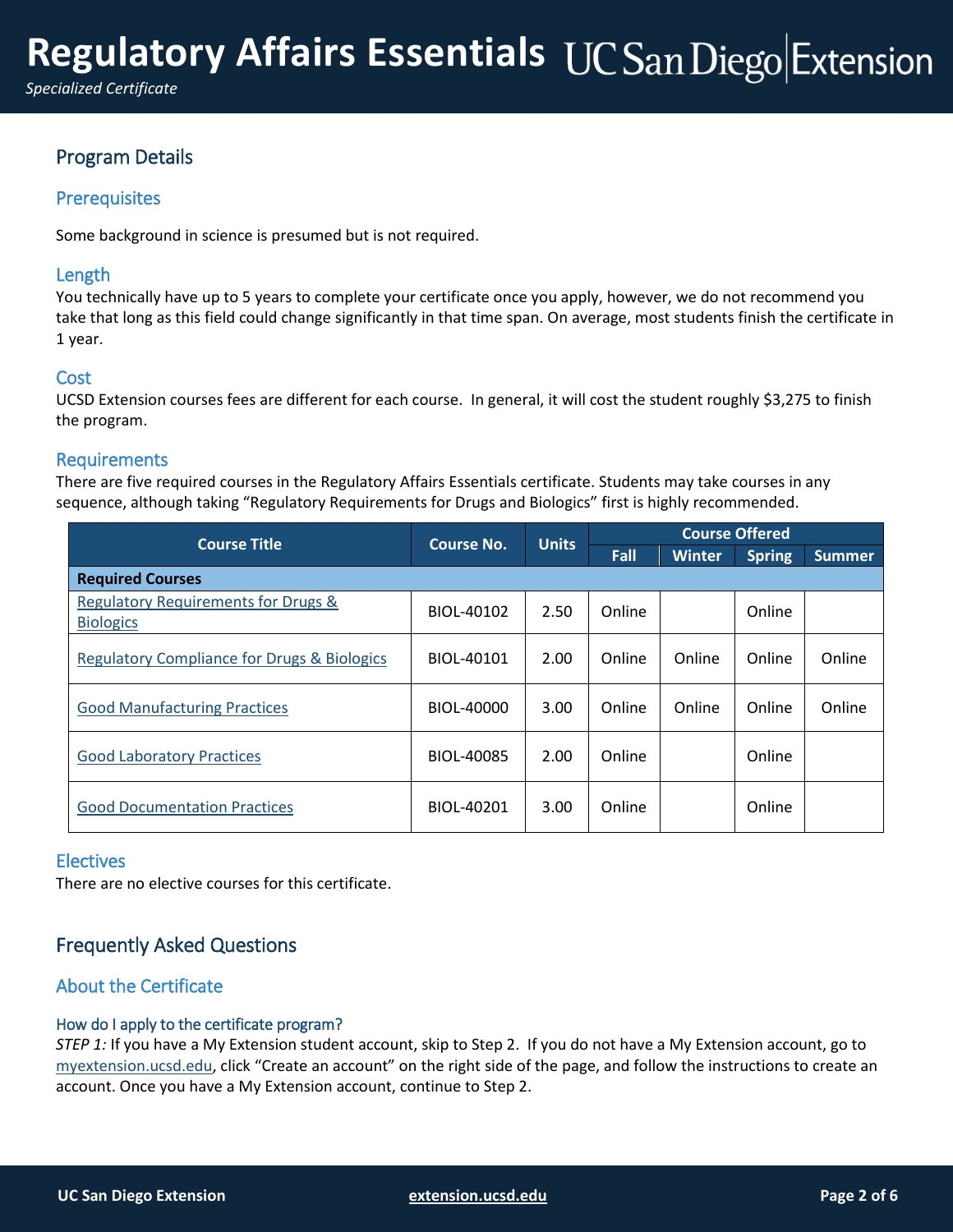## Program Details

### Prerequisites

Some background in science is presumed but is not required.

### Length

You technically have up to 5 years to complete your certificate once you apply, however, we do not recommend you take that long as this field could change significantly in that time span. On average, most students finish the certificate in 1 year.

### Cost

UCSD Extension courses fees are different for each course. In general, it will cost the student roughly $3,275 to finish the program.

### Requirements

There are five required courses in the Regulatory Affairs Essentials certificate. Students may take courses in any sequence, although taking "Regulatory Requirements for Drugs and Biologics" first is highly recommended.

| Course Title | Course No. | Units | Course Offered | | | |
|---|---|---|---|---|---|---|
| | | | Fall | Winter | Spring | Summer |
| **Required Courses** | | | | | | |
| Regulatory Requirements for Drugs & Biologics | BIOL-40102 | 2.50 | Online | | Online | |
| Regulatory Compliance for Drugs & Biologics | BIOL-40101 | 2.00 | Online | Online | Online | Online |
| Good Manufacturing Practices | BIOL-40000 | 3.00 | Online | Online | Online | Online |
| Good Laboratory Practices | BIOL-40085 | 2.00 | Online | | Online | |
| Good Documentation Practices | BIOL-40201 | 3.00 | Online | | Online | |

### Electives

There are no elective courses for this certificate.

## Frequently Asked Questions

### About the Certificate

#### How do I apply to the certificate program?

*STEP 1:* If you have a My Extension student account, skip to Step 2. If you do not have a My Extension account, go to myextension.ucsd.edu, click "Create an account" on the right side of the page, and follow the instructions to create an account. Once you have a My Extension account, continue to Step 2.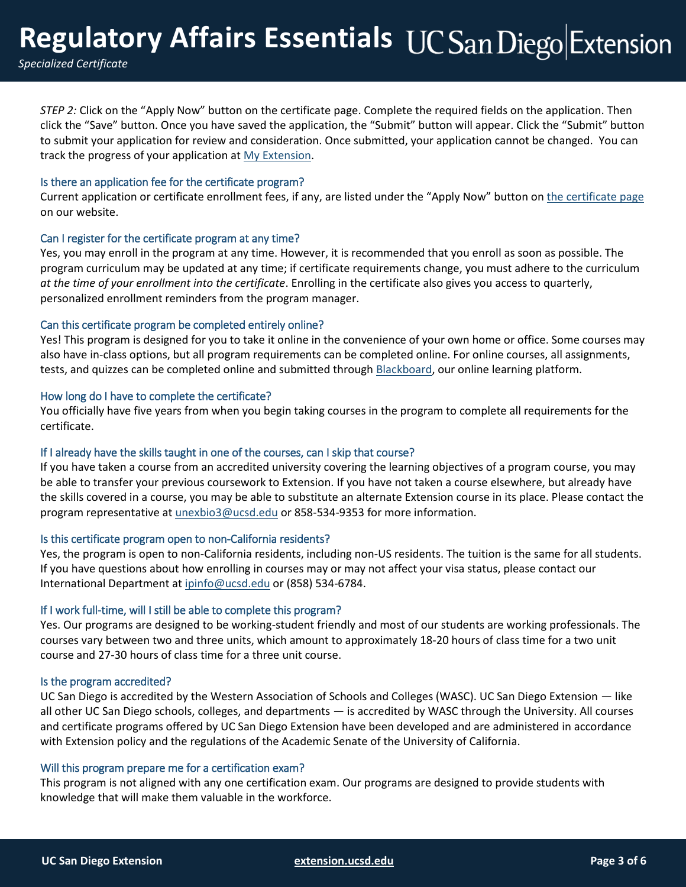*STEP 2:* Click on the "Apply Now" button on the certificate page. Complete the required fields on the application. Then click the "Save" button. Once you have saved the application, the "Submit" button will appear. Click the "Submit" button to submit your application for review and consideration. Once submitted, your application cannot be changed. You can track the progress of your application at My Extension.

### Is there an application fee for the certificate program?

Current application or certificate enrollment fees, if any, are listed under the "Apply Now" button on the certificate page on our website.

### Can I register for the certificate program at any time?

Yes, you may enroll in the program at any time. However, it is recommended that you enroll as soon as possible. The program curriculum may be updated at any time; if certificate requirements change, you must adhere to the curriculum *at the time of your enrollment into the certificate*. Enrolling in the certificate also gives you access to quarterly, personalized enrollment reminders from the program manager.

### Can this certificate program be completed entirely online?

Yes! This program is designed for you to take it online in the convenience of your own home or office. Some courses may also have in-class options, but all program requirements can be completed online. For online courses, all assignments, tests, and quizzes can be completed online and submitted through Blackboard, our online learning platform.

### How long do I have to complete the certificate?

You officially have five years from when you begin taking courses in the program to complete all requirements for the certificate.

### If I already have the skills taught in one of the courses, can I skip that course?

If you have taken a course from an accredited university covering the learning objectives of a program course, you may be able to transfer your previous coursework to Extension. If you have not taken a course elsewhere, but already have the skills covered in a course, you may be able to substitute an alternate Extension course in its place. Please contact the program representative at unexbio3@ucsd.edu or 858-534-9353 for more information.

### Is this certificate program open to non-California residents?

Yes, the program is open to non-California residents, including non-US residents. The tuition is the same for all students. If you have questions about how enrolling in courses may or may not affect your visa status, please contact our International Department at ipinfo@ucsd.edu or (858) 534-6784.

### If I work full-time, will I still be able to complete this program?

Yes. Our programs are designed to be working-student friendly and most of our students are working professionals. The courses vary between two and three units, which amount to approximately 18-20 hours of class time for a two unit course and 27-30 hours of class time for a three unit course.

### Is the program accredited?

UC San Diego is accredited by the Western Association of Schools and Colleges (WASC). UC San Diego Extension — like all other UC San Diego schools, colleges, and departments — is accredited by WASC through the University. All courses and certificate programs offered by UC San Diego Extension have been developed and are administered in accordance with Extension policy and the regulations of the Academic Senate of the University of California.

### Will this program prepare me for a certification exam?

This program is not aligned with any one certification exam. Our programs are designed to provide students with knowledge that will make them valuable in the workforce.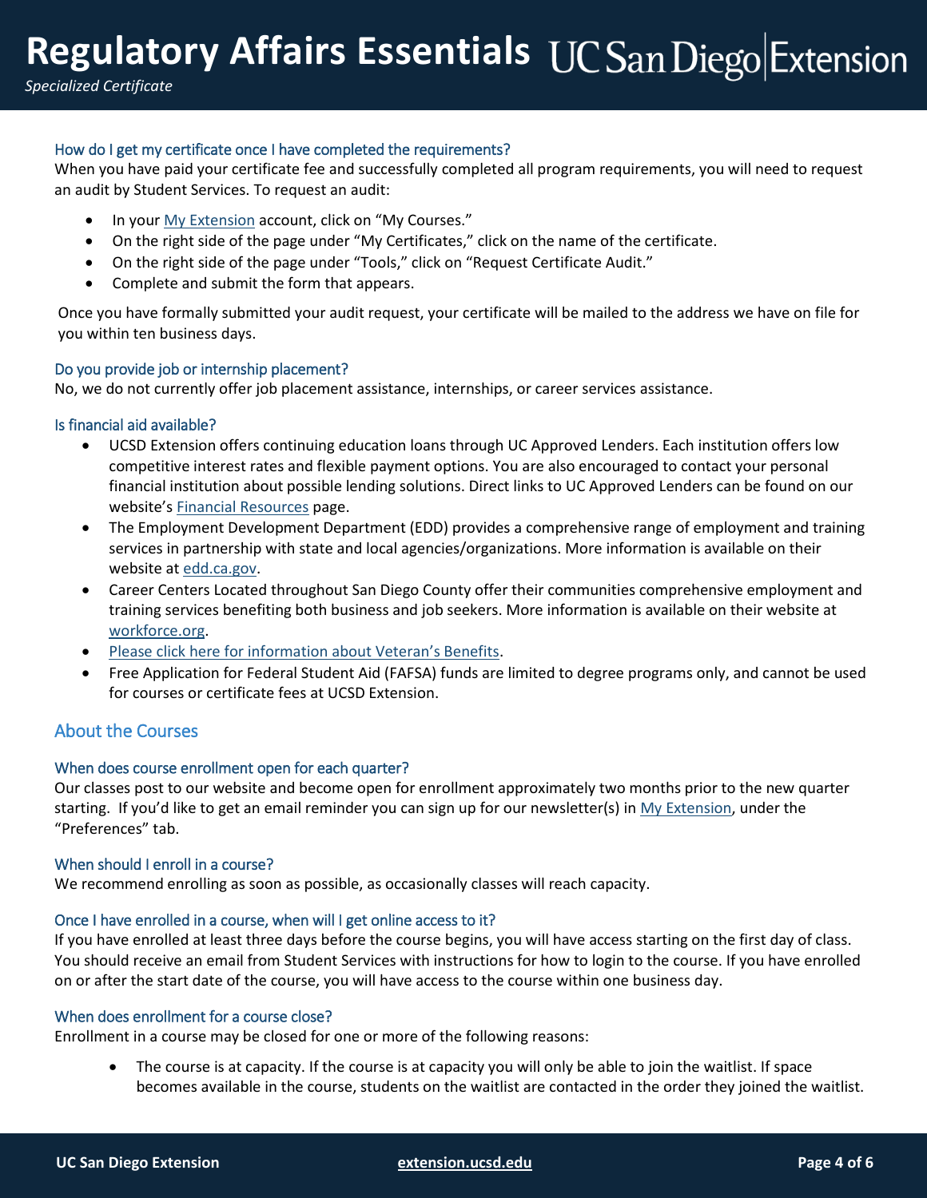### How do I get my certificate once I have completed the requirements?

When you have paid your certificate fee and successfully completed all program requirements, you will need to request an audit by Student Services. To request an audit:

- In your My Extension account, click on "My Courses."
- On the right side of the page under "My Certificates," click on the name of the certificate.
- On the right side of the page under "Tools," click on "Request Certificate Audit."
- Complete and submit the form that appears.

Once you have formally submitted your audit request, your certificate will be mailed to the address we have on file for you within ten business days.

### Do you provide job or internship placement?

No, we do not currently offer job placement assistance, internships, or career services assistance.

### Is financial aid available?

- UCSD Extension offers continuing education loans through UC Approved Lenders. Each institution offers low competitive interest rates and flexible payment options. You are also encouraged to contact your personal financial institution about possible lending solutions. Direct links to UC Approved Lenders can be found on our website's Financial Resources page.
- The Employment Development Department (EDD) provides a comprehensive range of employment and training services in partnership with state and local agencies/organizations. More information is available on their website at edd.ca.gov.
- Career Centers Located throughout San Diego County offer their communities comprehensive employment and training services benefiting both business and job seekers. More information is available on their website at workforce.org.
- Please click here for information about Veteran's Benefits.
- Free Application for Federal Student Aid (FAFSA) funds are limited to degree programs only, and cannot be used for courses or certificate fees at UCSD Extension.

## About the Courses

### When does course enrollment open for each quarter?

Our classes post to our website and become open for enrollment approximately two months prior to the new quarter starting. If you'd like to get an email reminder you can sign up for our newsletter(s) in My Extension, under the "Preferences" tab.

### When should I enroll in a course?

We recommend enrolling as soon as possible, as occasionally classes will reach capacity.

### Once I have enrolled in a course, when will I get online access to it?

If you have enrolled at least three days before the course begins, you will have access starting on the first day of class. You should receive an email from Student Services with instructions for how to login to the course. If you have enrolled on or after the start date of the course, you will have access to the course within one business day.

### When does enrollment for a course close?

Enrollment in a course may be closed for one or more of the following reasons:

- The course is at capacity. If the course is at capacity you will only be able to join the waitlist. If space becomes available in the course, students on the waitlist are contacted in the order they joined the waitlist.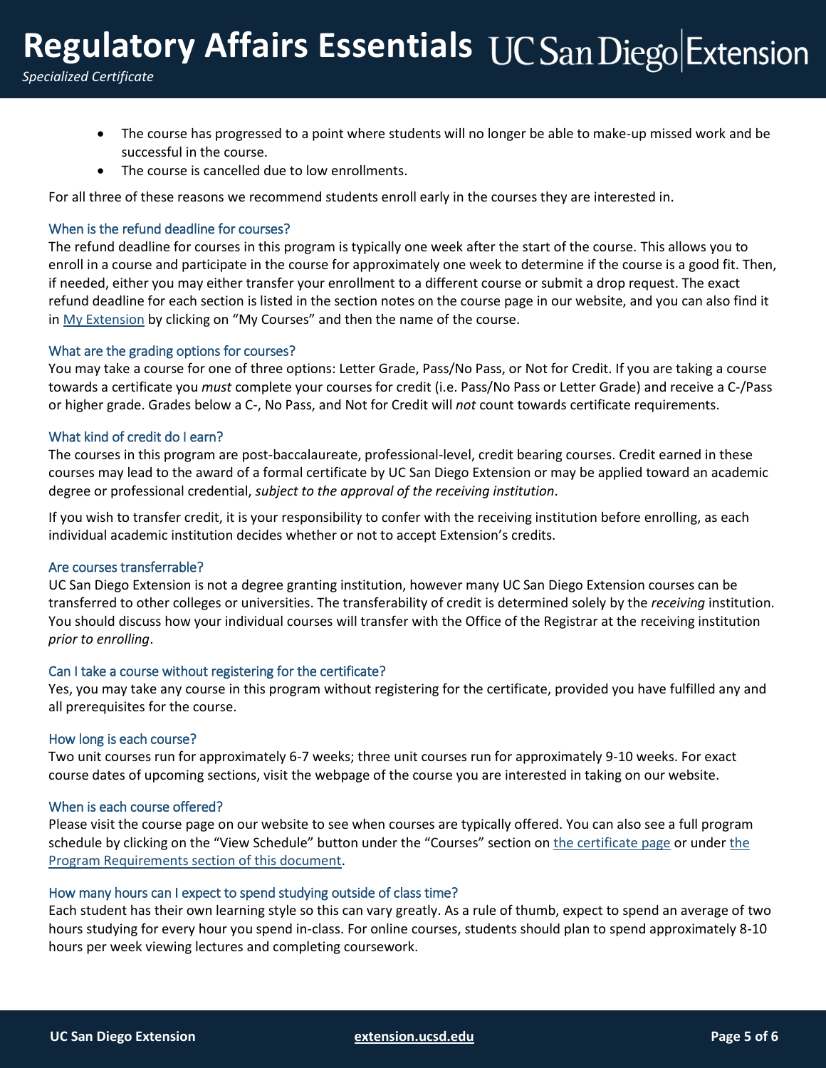- The course has progressed to a point where students will no longer be able to make-up missed work and be successful in the course.
- The course is cancelled due to low enrollments.

For all three of these reasons we recommend students enroll early in the courses they are interested in.

### When is the refund deadline for courses?

The refund deadline for courses in this program is typically one week after the start of the course. This allows you to enroll in a course and participate in the course for approximately one week to determine if the course is a good fit. Then, if needed, either you may either transfer your enrollment to a different course or submit a drop request. The exact refund deadline for each section is listed in the section notes on the course page in our website, and you can also find it in My Extension by clicking on "My Courses" and then the name of the course.

### What are the grading options for courses?

You may take a course for one of three options: Letter Grade, Pass/No Pass, or Not for Credit. If you are taking a course towards a certificate you *must* complete your courses for credit (i.e. Pass/No Pass or Letter Grade) and receive a C-/Pass or higher grade. Grades below a C-, No Pass, and Not for Credit will *not* count towards certificate requirements.

### What kind of credit do I earn?

The courses in this program are post-baccalaureate, professional-level, credit bearing courses. Credit earned in these courses may lead to the award of a formal certificate by UC San Diego Extension or may be applied toward an academic degree or professional credential, *subject to the approval of the receiving institution*.

If you wish to transfer credit, it is your responsibility to confer with the receiving institution before enrolling, as each individual academic institution decides whether or not to accept Extension's credits.

### Are courses transferrable?

UC San Diego Extension is not a degree granting institution, however many UC San Diego Extension courses can be transferred to other colleges or universities. The transferability of credit is determined solely by the *receiving* institution. You should discuss how your individual courses will transfer with the Office of the Registrar at the receiving institution *prior to enrolling*.

### Can I take a course without registering for the certificate?

Yes, you may take any course in this program without registering for the certificate, provided you have fulfilled any and all prerequisites for the course.

### How long is each course?

Two unit courses run for approximately 6-7 weeks; three unit courses run for approximately 9-10 weeks. For exact course dates of upcoming sections, visit the webpage of the course you are interested in taking on our website.

### When is each course offered?

Please visit the course page on our website to see when courses are typically offered. You can also see a full program schedule by clicking on the "View Schedule" button under the "Courses" section on the certificate page or under the Program Requirements section of this document.

### How many hours can I expect to spend studying outside of class time?

Each student has their own learning style so this can vary greatly. As a rule of thumb, expect to spend an average of two hours studying for every hour you spend in-class. For online courses, students should plan to spend approximately 8-10 hours per week viewing lectures and completing coursework.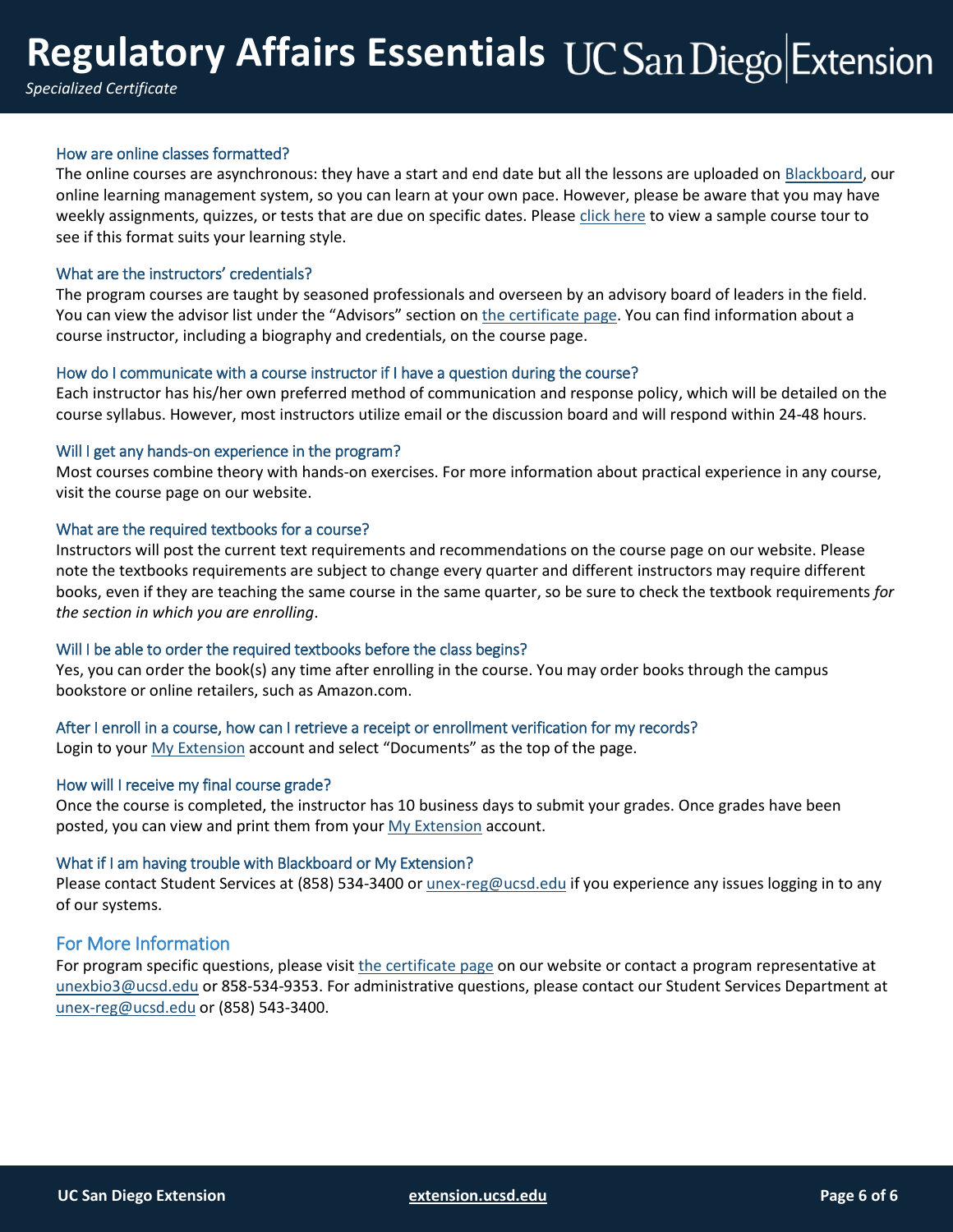### How are online classes formatted?

The online courses are asynchronous: they have a start and end date but all the lessons are uploaded on Blackboard, our online learning management system, so you can learn at your own pace. However, please be aware that you may have weekly assignments, quizzes, or tests that are due on specific dates. Please click here to view a sample course tour to see if this format suits your learning style.

### What are the instructors' credentials?

The program courses are taught by seasoned professionals and overseen by an advisory board of leaders in the field. You can view the advisor list under the "Advisors" section on the certificate page. You can find information about a course instructor, including a biography and credentials, on the course page.

### How do I communicate with a course instructor if I have a question during the course?

Each instructor has his/her own preferred method of communication and response policy, which will be detailed on the course syllabus. However, most instructors utilize email or the discussion board and will respond within 24-48 hours.

### Will I get any hands-on experience in the program?

Most courses combine theory with hands-on exercises. For more information about practical experience in any course, visit the course page on our website.

### What are the required textbooks for a course?

Instructors will post the current text requirements and recommendations on the course page on our website. Please note the textbooks requirements are subject to change every quarter and different instructors may require different books, even if they are teaching the same course in the same quarter, so be sure to check the textbook requirements *for the section in which you are enrolling*.

### Will I be able to order the required textbooks before the class begins?

Yes, you can order the book(s) any time after enrolling in the course. You may order books through the campus bookstore or online retailers, such as Amazon.com.

### After I enroll in a course, how can I retrieve a receipt or enrollment verification for my records?

Login to your My Extension account and select "Documents" as the top of the page.

### How will I receive my final course grade?

Once the course is completed, the instructor has 10 business days to submit your grades. Once grades have been posted, you can view and print them from your My Extension account.

### What if I am having trouble with Blackboard or My Extension?

Please contact Student Services at (858) 534-3400 or unex-reg@ucsd.edu if you experience any issues logging in to any of our systems.

## For More Information

For program specific questions, please visit the certificate page on our website or contact a program representative at unexbio3@ucsd.edu or 858-534-9353. For administrative questions, please contact our Student Services Department at unex-reg@ucsd.edu or (858) 543-3400.